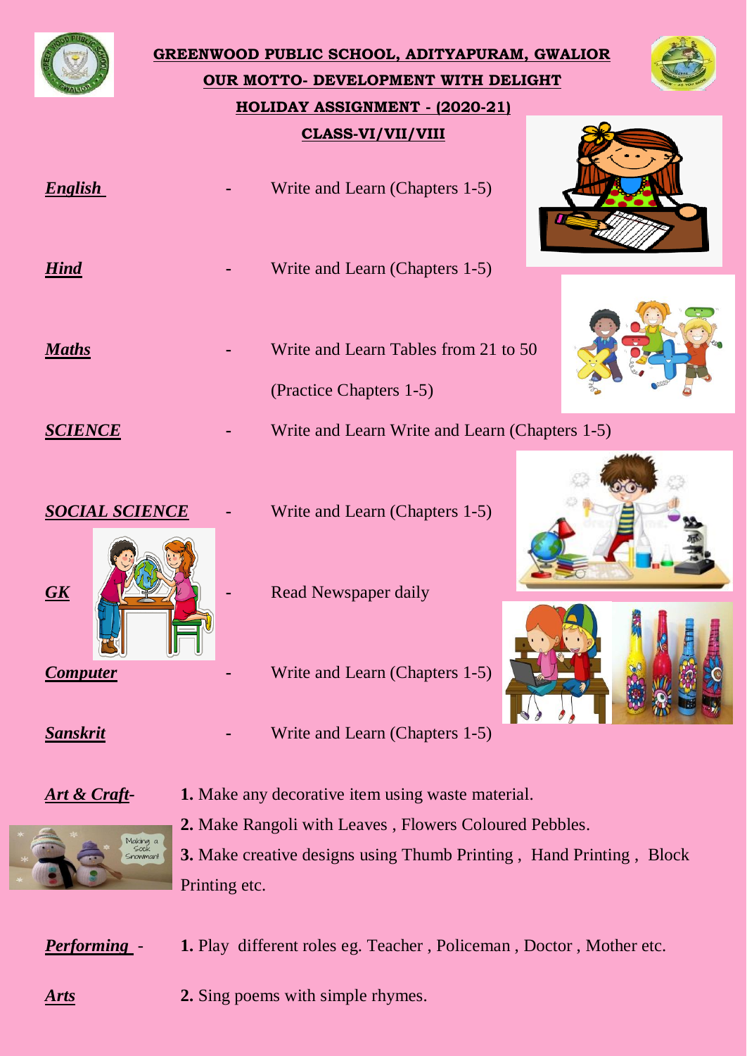# GREENWOOD PUBLIC SCHOOL, ADITYAPURAM, GWALIOR

## OUR MOTTO- DEVELOPMENT WITH DELIGHT

## HOLIDAY ASSIGNMENT - (2020-21)

## CLASS-VI/VII/VIII

***English*** - Write and Learn (Chapters 1-5)

***Hind*** - Write and Learn (Chapters 1-5)

***Maths*** - Write and Learn Tables from 21 to 50

(Practice Chapters 1-5)

***SCIENCE*** - Write and Learn Write and Learn (Chapters 1-5)

***SOCIAL SCIENCE*** - Write and Learn (Chapters 1-5)

***GK*** - Read Newspaper daily

***Computer*** - Write and Learn (Chapters 1-5)

***Sanskrit*** - Write and Learn (Chapters 1-5)

***Art & Craft***-

**1.** Make any decorative item using waste material.

**2.** Make Rangoli with Leaves , Flowers Coloured Pebbles.

**3.** Make creative designs using Thumb Printing , Hand Printing , Block Printing etc.

***Performing Arts*** -

**1.** Play different roles eg. Teacher , Policeman , Doctor , Mother etc.

**2.** Sing poems with simple rhymes.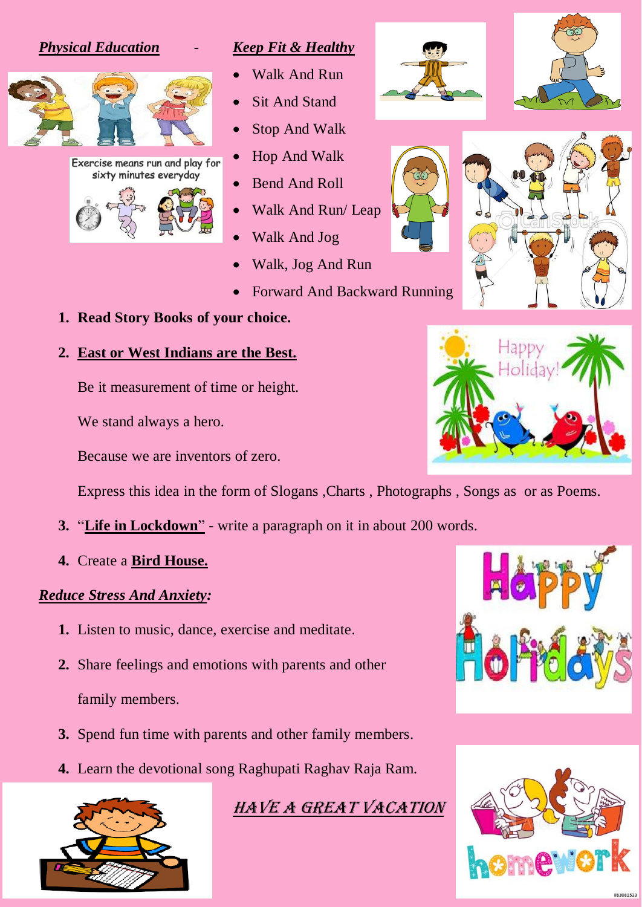***Physical Education*** - ***Keep Fit & Healthy***

- Walk And Run
- Sit And Stand
- Stop And Walk
- Hop And Walk
- Bend And Roll
- Walk And Run/ Leap
- Walk And Jog
- Walk, Jog And Run
- Forward And Backward Running

1. **Read Story Books of your choice.**
2. **East or West Indians are the Best.**

   Be it measurement of time or height.

   We stand always a hero.

   Because we are inventors of zero.

   Express this idea in the form of Slogans ,Charts , Photographs , Songs as or as Poems.
3. "**Life in Lockdown**" - write a paragraph on it in about 200 words.
4. Create a **Bird House.**

***Reduce Stress And Anxiety:***

1. Listen to music, dance, exercise and meditate.
2. Share feelings and emotions with parents and other family members.
3. Spend fun time with parents and other family members.
4. Learn the devotional song Raghupati Raghav Raja Ram.

*HAVE A GREAT VACATION*